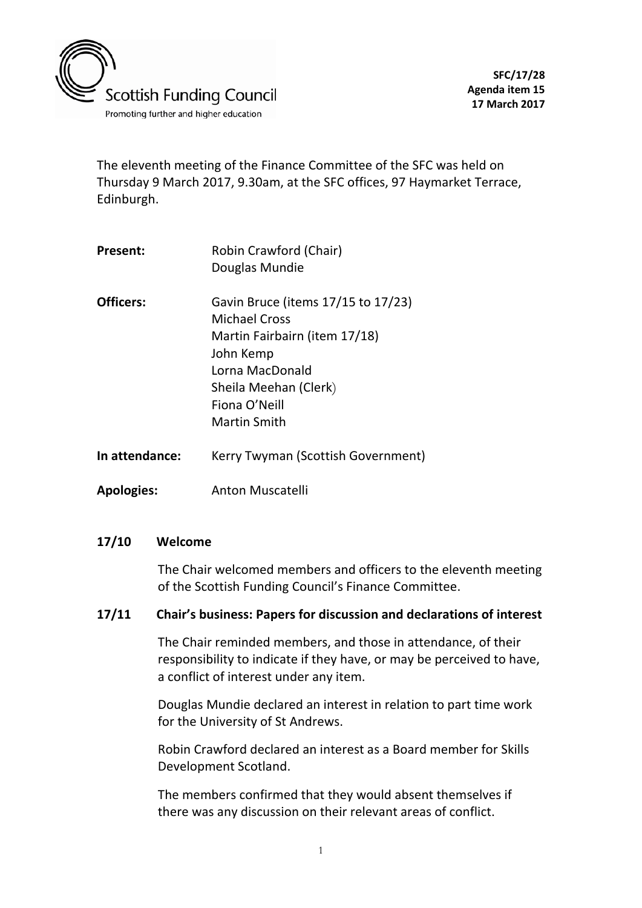Scottish Funding Council
Promoting further and higher education

**SFC/17/28**
**Agenda item 15**
**17 March 2017**

The eleventh meeting of the Finance Committee of the SFC was held on Thursday 9 March 2017, 9.30am, at the SFC offices, 97 Haymarket Terrace, Edinburgh.

| | |
|---|---|
| **Present:** | Robin Crawford (Chair)<br>Douglas Mundie |
| **Officers:** | Gavin Bruce (items 17/15 to 17/23)<br>Michael Cross<br>Martin Fairbairn (item 17/18)<br>John Kemp<br>Lorna MacDonald<br>Sheila Meehan (Clerk)<br>Fiona O'Neill<br>Martin Smith |
| **In attendance:** | Kerry Twyman (Scottish Government) |
| **Apologies:** | Anton Muscatelli |

## 17/10 Welcome

The Chair welcomed members and officers to the eleventh meeting of the Scottish Funding Council's Finance Committee.

## 17/11 Chair's business: Papers for discussion and declarations of interest

The Chair reminded members, and those in attendance, of their responsibility to indicate if they have, or may be perceived to have, a conflict of interest under any item.

Douglas Mundie declared an interest in relation to part time work for the University of St Andrews.

Robin Crawford declared an interest as a Board member for Skills Development Scotland.

The members confirmed that they would absent themselves if there was any discussion on their relevant areas of conflict.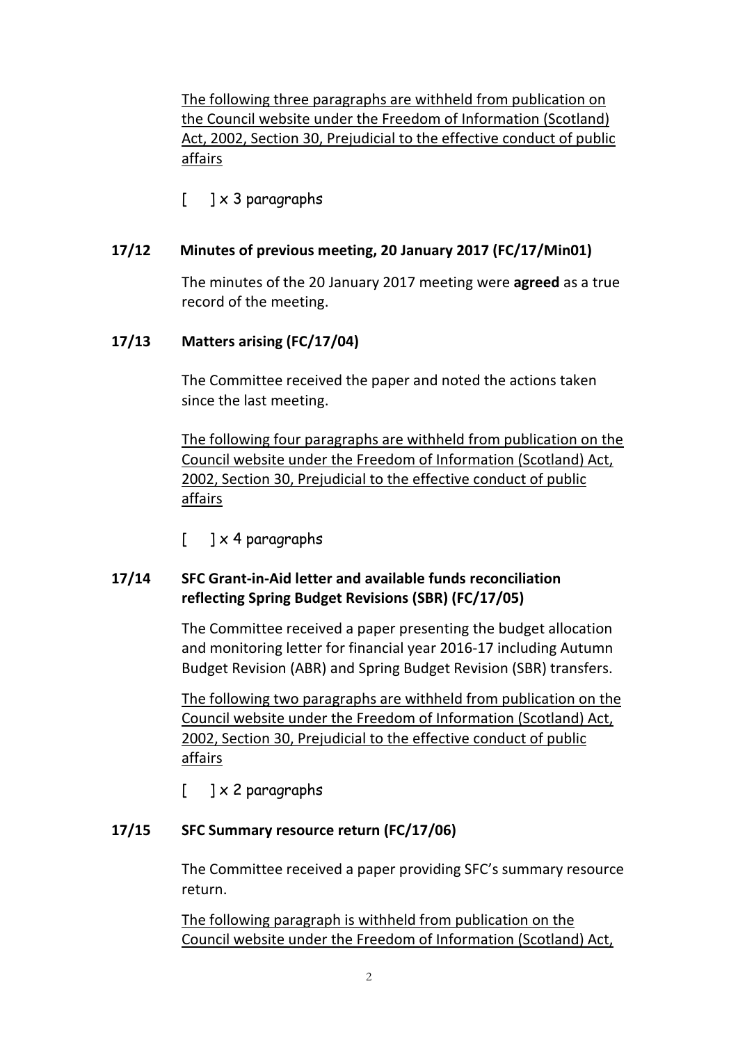The following three paragraphs are withheld from publication on the Council website under the Freedom of Information (Scotland) Act, 2002, Section 30, Prejudicial to the effective conduct of public affairs

[ ] x 3 paragraphs

**17/12 Minutes of previous meeting, 20 January 2017 (FC/17/Min01)**

The minutes of the 20 January 2017 meeting were **agreed** as a true record of the meeting.

**17/13 Matters arising (FC/17/04)**

The Committee received the paper and noted the actions taken since the last meeting.

The following four paragraphs are withheld from publication on the Council website under the Freedom of Information (Scotland) Act, 2002, Section 30, Prejudicial to the effective conduct of public affairs

[ ] x 4 paragraphs

**17/14 SFC Grant-in-Aid letter and available funds reconciliation reflecting Spring Budget Revisions (SBR) (FC/17/05)**

The Committee received a paper presenting the budget allocation and monitoring letter for financial year 2016-17 including Autumn Budget Revision (ABR) and Spring Budget Revision (SBR) transfers.

The following two paragraphs are withheld from publication on the Council website under the Freedom of Information (Scotland) Act, 2002, Section 30, Prejudicial to the effective conduct of public affairs

[ ] x 2 paragraphs

**17/15 SFC Summary resource return (FC/17/06)**

The Committee received a paper providing SFC's summary resource return.

The following paragraph is withheld from publication on the Council website under the Freedom of Information (Scotland) Act,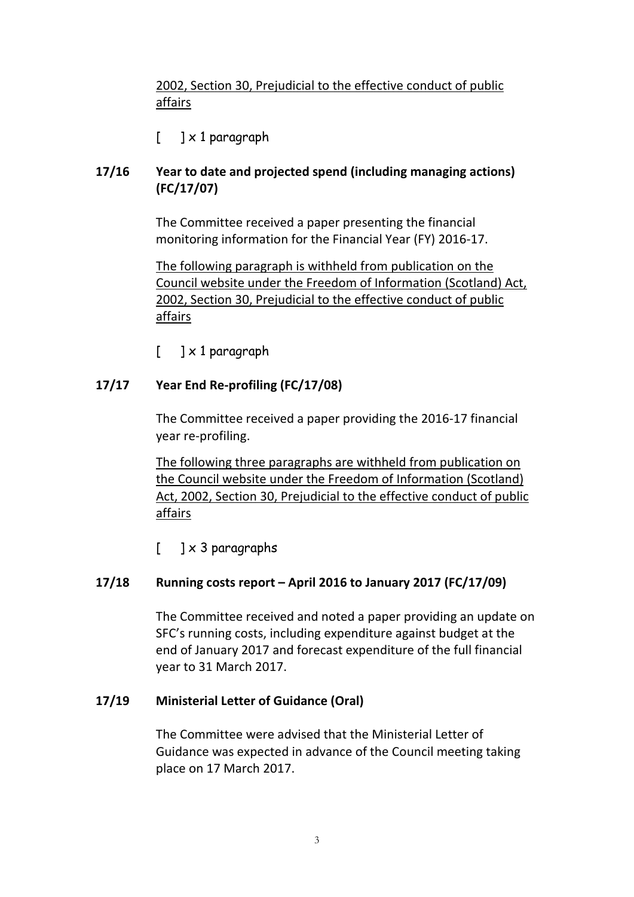2002, Section 30, Prejudicial to the effective conduct of public affairs

[ ] x 1 paragraph

**17/16 Year to date and projected spend (including managing actions) (FC/17/07)**

The Committee received a paper presenting the financial monitoring information for the Financial Year (FY) 2016-17.

The following paragraph is withheld from publication on the Council website under the Freedom of Information (Scotland) Act, 2002, Section 30, Prejudicial to the effective conduct of public affairs

[ ] x 1 paragraph

**17/17 Year End Re-profiling (FC/17/08)**

The Committee received a paper providing the 2016-17 financial year re-profiling.

The following three paragraphs are withheld from publication on the Council website under the Freedom of Information (Scotland) Act, 2002, Section 30, Prejudicial to the effective conduct of public affairs

[ ] x 3 paragraphs

**17/18 Running costs report – April 2016 to January 2017 (FC/17/09)**

The Committee received and noted a paper providing an update on SFC's running costs, including expenditure against budget at the end of January 2017 and forecast expenditure of the full financial year to 31 March 2017.

**17/19 Ministerial Letter of Guidance (Oral)**

The Committee were advised that the Ministerial Letter of Guidance was expected in advance of the Council meeting taking place on 17 March 2017.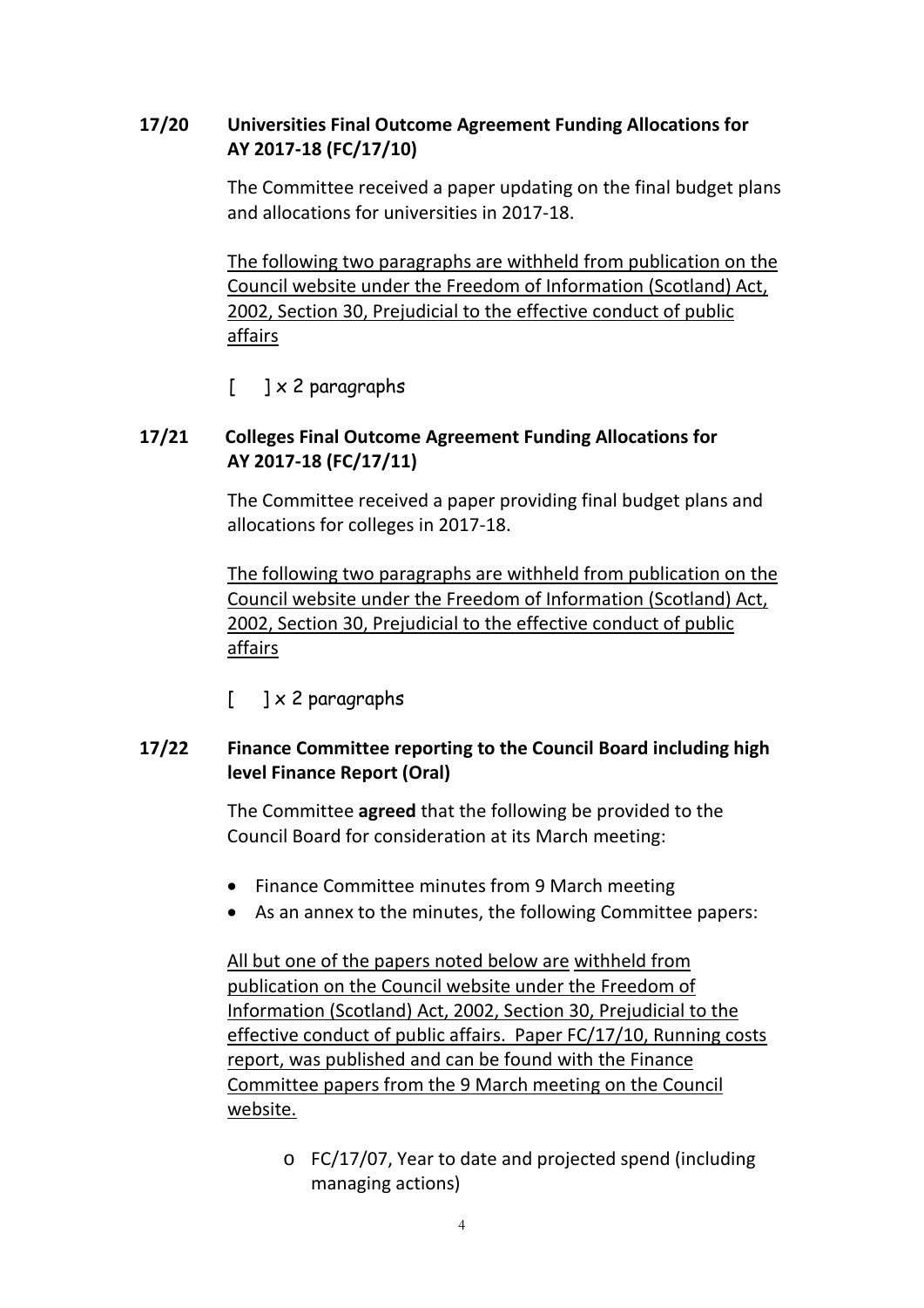**17/20 Universities Final Outcome Agreement Funding Allocations for AY 2017-18 (FC/17/10)**

The Committee received a paper updating on the final budget plans and allocations for universities in 2017-18.

<u>The following two paragraphs are withheld from publication on the Council website under the Freedom of Information (Scotland) Act, 2002, Section 30, Prejudicial to the effective conduct of public affairs</u>

[ ] x 2 paragraphs

**17/21 Colleges Final Outcome Agreement Funding Allocations for AY 2017-18 (FC/17/11)**

The Committee received a paper providing final budget plans and allocations for colleges in 2017-18.

<u>The following two paragraphs are withheld from publication on the Council website under the Freedom of Information (Scotland) Act, 2002, Section 30, Prejudicial to the effective conduct of public affairs</u>

[ ] x 2 paragraphs

**17/22 Finance Committee reporting to the Council Board including high level Finance Report (Oral)**

The Committee **agreed** that the following be provided to the Council Board for consideration at its March meeting:

- Finance Committee minutes from 9 March meeting
- As an annex to the minutes, the following Committee papers:

<u>All but one of the papers noted below are withheld from publication on the Council website under the Freedom of Information (Scotland) Act, 2002, Section 30, Prejudicial to the effective conduct of public affairs. Paper FC/17/10, Running costs report, was published and can be found with the Finance Committee papers from the 9 March meeting on the Council website.</u>

  - FC/17/07, Year to date and projected spend (including managing actions)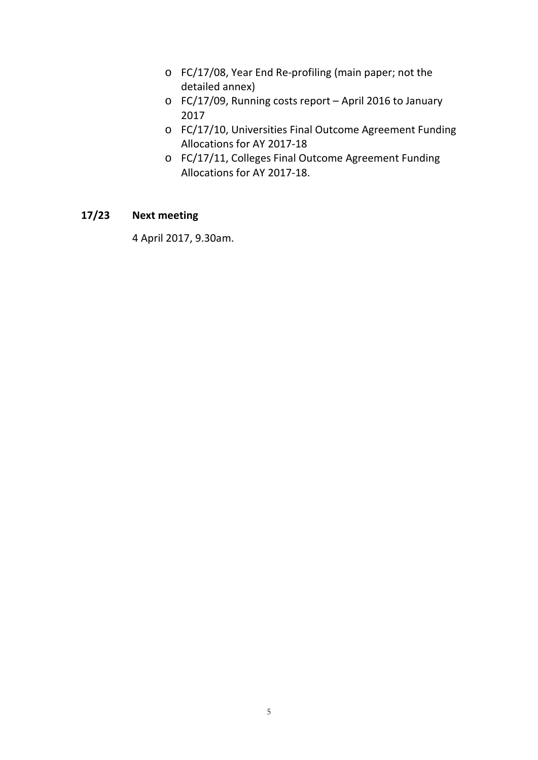- FC/17/08, Year End Re-profiling (main paper; not the detailed annex)
- FC/17/09, Running costs report – April 2016 to January 2017
- FC/17/10, Universities Final Outcome Agreement Funding Allocations for AY 2017-18
- FC/17/11, Colleges Final Outcome Agreement Funding Allocations for AY 2017-18.

**17/23 Next meeting**

4 April 2017, 9.30am.